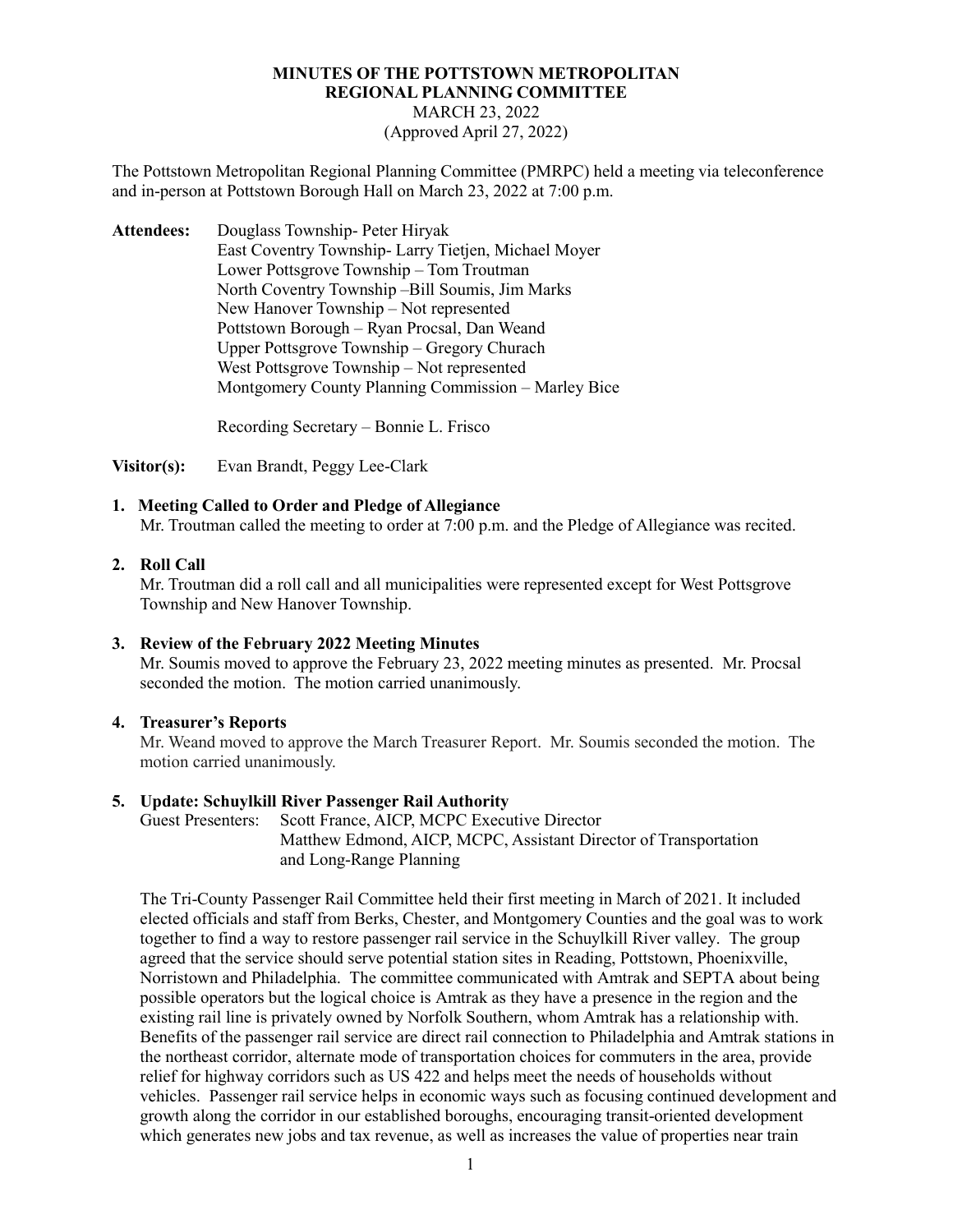**MINUTES OF THE POTTSTOWN METROPOLITAN REGIONAL PLANNING COMMITTEE**

MARCH 23, 2022

(Approved April 27, 2022)

The Pottstown Metropolitan Regional Planning Committee (PMRPC) held a meeting via teleconference and in-person at Pottstown Borough Hall on March 23, 2022 at 7:00 p.m.

**Attendees:**
Douglass Township- Peter Hiryak
East Coventry Township- Larry Tietjen, Michael Moyer
Lower Pottsgrove Township – Tom Troutman
North Coventry Township –Bill Soumis, Jim Marks
New Hanover Township – Not represented
Pottstown Borough – Ryan Procsal, Dan Weand
Upper Pottsgrove Township – Gregory Churach
West Pottsgrove Township – Not represented
Montgomery County Planning Commission – Marley Bice

Recording Secretary – Bonnie L. Frisco

**Visitor(s):** Evan Brandt, Peggy Lee-Clark

**1. Meeting Called to Order and Pledge of Allegiance**

Mr. Troutman called the meeting to order at 7:00 p.m. and the Pledge of Allegiance was recited.

**2. Roll Call**

Mr. Troutman did a roll call and all municipalities were represented except for West Pottsgrove Township and New Hanover Township.

**3. Review of the February 2022 Meeting Minutes**

Mr. Soumis moved to approve the February 23, 2022 meeting minutes as presented. Mr. Procsal seconded the motion. The motion carried unanimously.

**4. Treasurer's Reports**

Mr. Weand moved to approve the March Treasurer Report. Mr. Soumis seconded the motion. The motion carried unanimously.

**5. Update: Schuylkill River Passenger Rail Authority**

Guest Presenters: Scott France, AICP, MCPC Executive Director
Matthew Edmond, AICP, MCPC, Assistant Director of Transportation and Long-Range Planning

The Tri-County Passenger Rail Committee held their first meeting in March of 2021. It included elected officials and staff from Berks, Chester, and Montgomery Counties and the goal was to work together to find a way to restore passenger rail service in the Schuylkill River valley. The group agreed that the service should serve potential station sites in Reading, Pottstown, Phoenixville, Norristown and Philadelphia. The committee communicated with Amtrak and SEPTA about being possible operators but the logical choice is Amtrak as they have a presence in the region and the existing rail line is privately owned by Norfolk Southern, whom Amtrak has a relationship with. Benefits of the passenger rail service are direct rail connection to Philadelphia and Amtrak stations in the northeast corridor, alternate mode of transportation choices for commuters in the area, provide relief for highway corridors such as US 422 and helps meet the needs of households without vehicles. Passenger rail service helps in economic ways such as focusing continued development and growth along the corridor in our established boroughs, encouraging transit-oriented development which generates new jobs and tax revenue, as well as increases the value of properties near train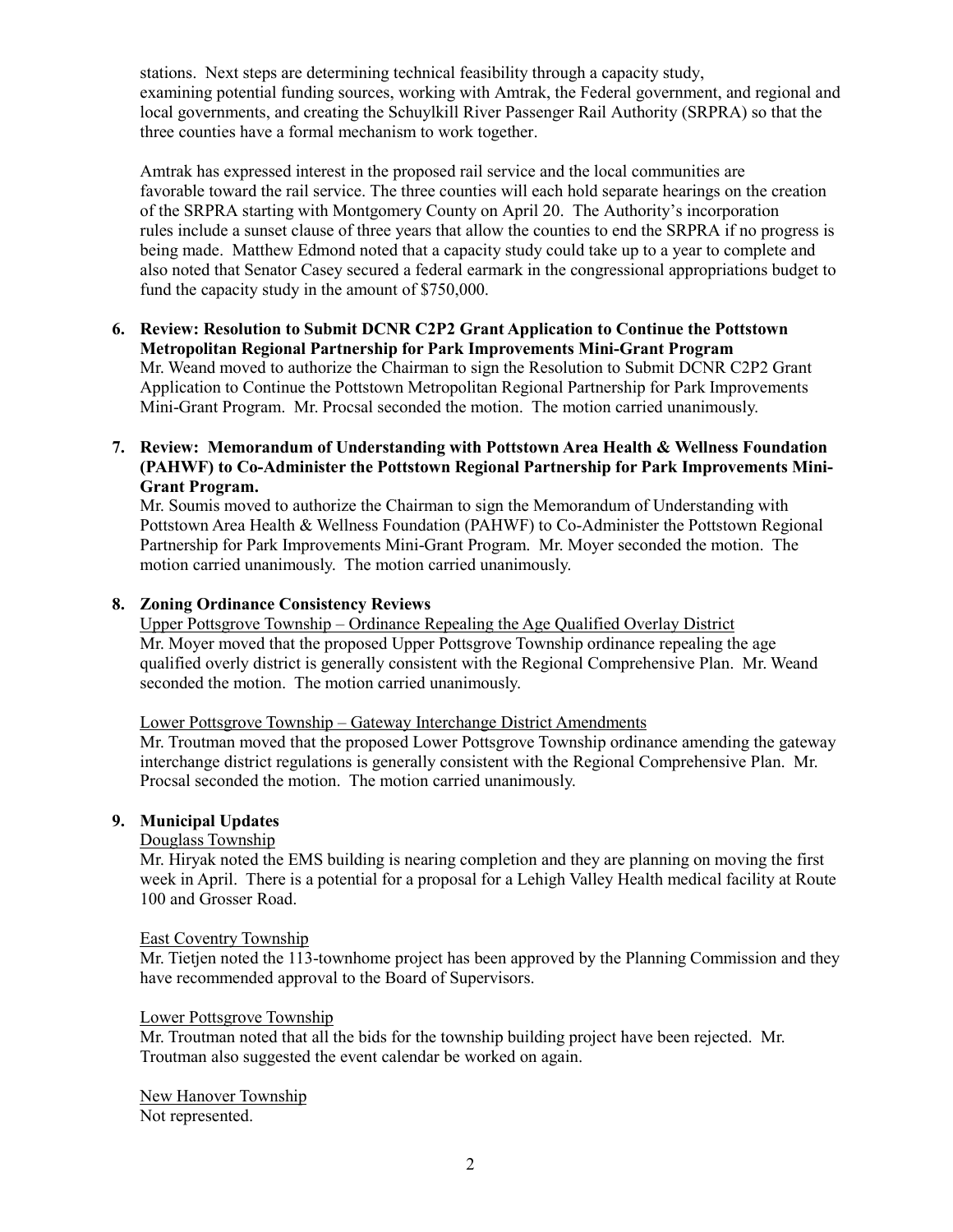stations. Next steps are determining technical feasibility through a capacity study, examining potential funding sources, working with Amtrak, the Federal government, and regional and local governments, and creating the Schuylkill River Passenger Rail Authority (SRPRA) so that the three counties have a formal mechanism to work together.

Amtrak has expressed interest in the proposed rail service and the local communities are favorable toward the rail service. The three counties will each hold separate hearings on the creation of the SRPRA starting with Montgomery County on April 20. The Authority's incorporation rules include a sunset clause of three years that allow the counties to end the SRPRA if no progress is being made. Matthew Edmond noted that a capacity study could take up to a year to complete and also noted that Senator Casey secured a federal earmark in the congressional appropriations budget to fund the capacity study in the amount of $750,000.

**6. Review: Resolution to Submit DCNR C2P2 Grant Application to Continue the Pottstown Metropolitan Regional Partnership for Park Improvements Mini-Grant Program**

Mr. Weand moved to authorize the Chairman to sign the Resolution to Submit DCNR C2P2 Grant Application to Continue the Pottstown Metropolitan Regional Partnership for Park Improvements Mini-Grant Program. Mr. Procsal seconded the motion. The motion carried unanimously.

**7. Review: Memorandum of Understanding with Pottstown Area Health & Wellness Foundation (PAHWF) to Co-Administer the Pottstown Regional Partnership for Park Improvements Mini-Grant Program.**

Mr. Soumis moved to authorize the Chairman to sign the Memorandum of Understanding with Pottstown Area Health & Wellness Foundation (PAHWF) to Co-Administer the Pottstown Regional Partnership for Park Improvements Mini-Grant Program. Mr. Moyer seconded the motion. The motion carried unanimously. The motion carried unanimously.

**8. Zoning Ordinance Consistency Reviews**

Upper Pottsgrove Township – Ordinance Repealing the Age Qualified Overlay District

Mr. Moyer moved that the proposed Upper Pottsgrove Township ordinance repealing the age qualified overly district is generally consistent with the Regional Comprehensive Plan. Mr. Weand seconded the motion. The motion carried unanimously.

Lower Pottsgrove Township – Gateway Interchange District Amendments

Mr. Troutman moved that the proposed Lower Pottsgrove Township ordinance amending the gateway interchange district regulations is generally consistent with the Regional Comprehensive Plan. Mr. Procsal seconded the motion. The motion carried unanimously.

**9. Municipal Updates**

Douglass Township

Mr. Hiryak noted the EMS building is nearing completion and they are planning on moving the first week in April. There is a potential for a proposal for a Lehigh Valley Health medical facility at Route 100 and Grosser Road.

East Coventry Township

Mr. Tietjen noted the 113-townhome project has been approved by the Planning Commission and they have recommended approval to the Board of Supervisors.

Lower Pottsgrove Township

Mr. Troutman noted that all the bids for the township building project have been rejected. Mr. Troutman also suggested the event calendar be worked on again.

New Hanover Township

Not represented.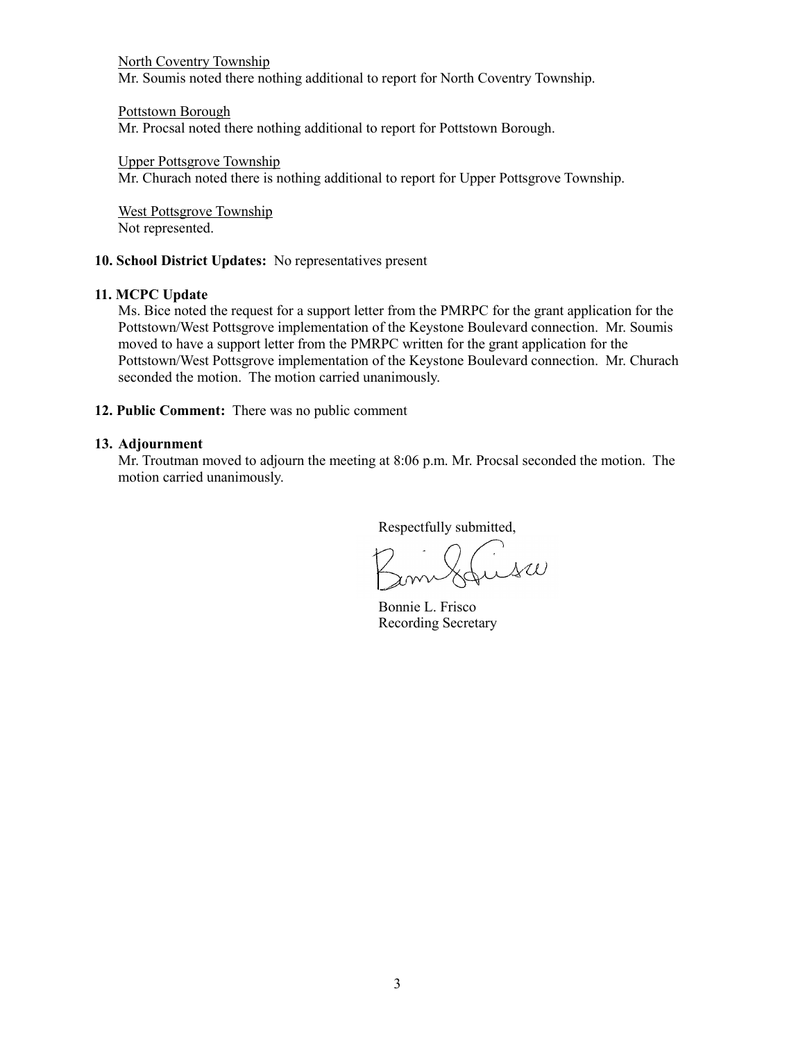North Coventry Township

Mr. Soumis noted there nothing additional to report for North Coventry Township.

Pottstown Borough

Mr. Procsal noted there nothing additional to report for Pottstown Borough.

Upper Pottsgrove Township

Mr. Churach noted there is nothing additional to report for Upper Pottsgrove Township.

West Pottsgrove Township

Not represented.

**10. School District Updates:** No representatives present

**11. MCPC Update**

Ms. Bice noted the request for a support letter from the PMRPC for the grant application for the Pottstown/West Pottsgrove implementation of the Keystone Boulevard connection. Mr. Soumis moved to have a support letter from the PMRPC written for the grant application for the Pottstown/West Pottsgrove implementation of the Keystone Boulevard connection. Mr. Churach seconded the motion. The motion carried unanimously.

**12. Public Comment:** There was no public comment

**13. Adjournment**

Mr. Troutman moved to adjourn the meeting at 8:06 p.m. Mr. Procsal seconded the motion. The motion carried unanimously.

Respectfully submitted,

Bonnie L. Frisco
Recording Secretary